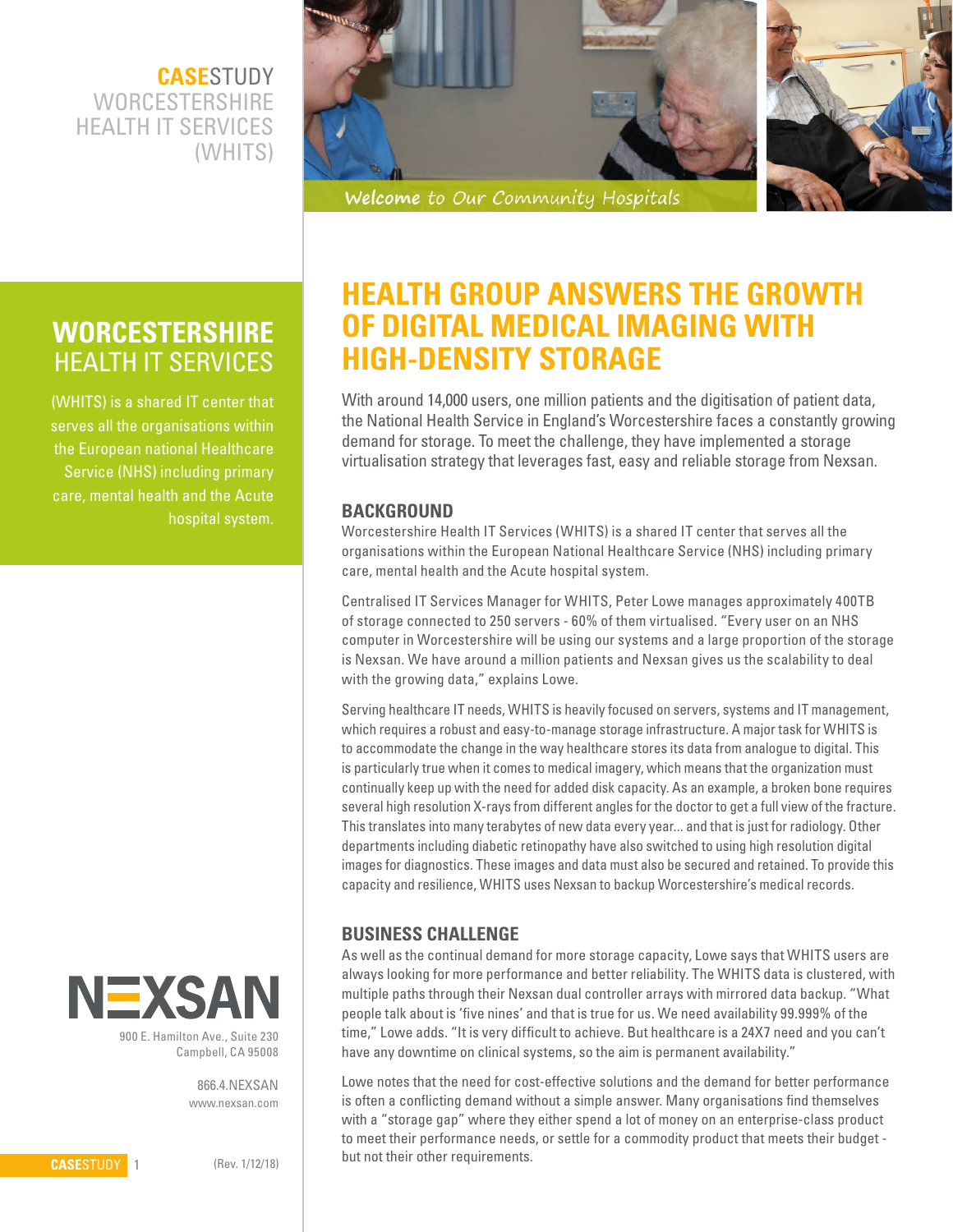**CASE**STUDY
WORCESTERSHIRE HEALTH IT SERVICES (WHITS)

Welcome to Our Community Hospitals

## WORCESTERSHIRE HEALTH IT SERVICES

(WHITS) is a shared IT center that serves all the organisations within the European national Healthcare Service (NHS) including primary care, mental health and the Acute hospital system.

# HEALTH GROUP ANSWERS THE GROWTH OF DIGITAL MEDICAL IMAGING WITH HIGH-DENSITY STORAGE

With around 14,000 users, one million patients and the digitisation of patient data, the National Health Service in England's Worcestershire faces a constantly growing demand for storage. To meet the challenge, they have implemented a storage virtualisation strategy that leverages fast, easy and reliable storage from Nexsan.

## BACKGROUND

Worcestershire Health IT Services (WHITS) is a shared IT center that serves all the organisations within the European National Healthcare Service (NHS) including primary care, mental health and the Acute hospital system.

Centralised IT Services Manager for WHITS, Peter Lowe manages approximately 400TB of storage connected to 250 servers - 60% of them virtualised. "Every user on an NHS computer in Worcestershire will be using our systems and a large proportion of the storage is Nexsan. We have around a million patients and Nexsan gives us the scalability to deal with the growing data," explains Lowe.

Serving healthcare IT needs, WHITS is heavily focused on servers, systems and IT management, which requires a robust and easy-to-manage storage infrastructure. A major task for WHITS is to accommodate the change in the way healthcare stores its data from analogue to digital. This is particularly true when it comes to medical imagery, which means that the organization must continually keep up with the need for added disk capacity. As an example, a broken bone requires several high resolution X-rays from different angles for the doctor to get a full view of the fracture. This translates into many terabytes of new data every year... and that is just for radiology. Other departments including diabetic retinopathy have also switched to using high resolution digital images for diagnostics. These images and data must also be secured and retained. To provide this capacity and resilience, WHITS uses Nexsan to backup Worcestershire's medical records.

## BUSINESS CHALLENGE

As well as the continual demand for more storage capacity, Lowe says that WHITS users are always looking for more performance and better reliability. The WHITS data is clustered, with multiple paths through their Nexsan dual controller arrays with mirrored data backup. "What people talk about is 'five nines' and that is true for us. We need availability 99.999% of the time," Lowe adds. "It is very difficult to achieve. But healthcare is a 24X7 need and you can't have any downtime on clinical systems, so the aim is permanent availability."

Lowe notes that the need for cost-effective solutions and the demand for better performance is often a conflicting demand without a simple answer. Many organisations find themselves with a "storage gap" where they either spend a lot of money on an enterprise-class product to meet their performance needs, or settle for a commodity product that meets their budget - but not their other requirements.

NEXSAN
900 E. Hamilton Ave., Suite 230
Campbell, CA 95008

866.4.NEXSAN
www.nexsan.com

(Rev. 1/12/18)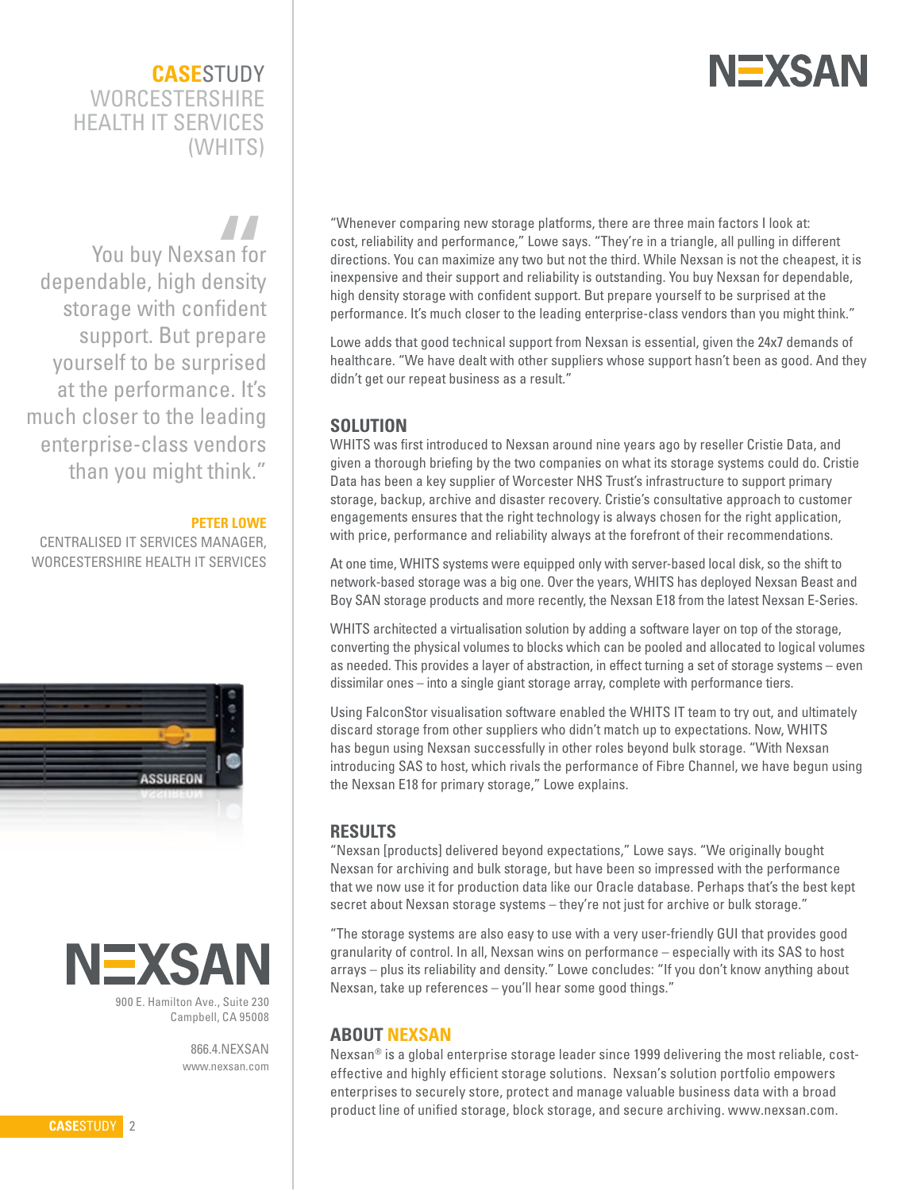# CASESTUDY WORCESTERSHIRE HEALTH IT SERVICES (WHITS)

> "You buy Nexsan for dependable, high density storage with confident support. But prepare yourself to be surprised at the performance. It's much closer to the leading enterprise-class vendors than you might think."
>
> **PETER LOWE**
> CENTRALISED IT SERVICES MANAGER, WORCESTERSHIRE HEALTH IT SERVICES

"Whenever comparing new storage platforms, there are three main factors I look at: cost, reliability and performance," Lowe says. "They're in a triangle, all pulling in different directions. You can maximize any two but not the third. While Nexsan is not the cheapest, it is inexpensive and their support and reliability is outstanding. You buy Nexsan for dependable, high density storage with confident support. But prepare yourself to be surprised at the performance. It's much closer to the leading enterprise-class vendors than you might think."

Lowe adds that good technical support from Nexsan is essential, given the 24x7 demands of healthcare. "We have dealt with other suppliers whose support hasn't been as good. And they didn't get our repeat business as a result."

## SOLUTION

WHITS was first introduced to Nexsan around nine years ago by reseller Cristie Data, and given a thorough briefing by the two companies on what its storage systems could do. Cristie Data has been a key supplier of Worcester NHS Trust's infrastructure to support primary storage, backup, archive and disaster recovery. Cristie's consultative approach to customer engagements ensures that the right technology is always chosen for the right application, with price, performance and reliability always at the forefront of their recommendations.

At one time, WHITS systems were equipped only with server-based local disk, so the shift to network-based storage was a big one. Over the years, WHITS has deployed Nexsan Beast and Boy SAN storage products and more recently, the Nexsan E18 from the latest Nexsan E-Series.

WHITS architected a virtualisation solution by adding a software layer on top of the storage, converting the physical volumes to blocks which can be pooled and allocated to logical volumes as needed. This provides a layer of abstraction, in effect turning a set of storage systems – even dissimilar ones – into a single giant storage array, complete with performance tiers.

Using FalconStor visualisation software enabled the WHITS IT team to try out, and ultimately discard storage from other suppliers who didn't match up to expectations. Now, WHITS has begun using Nexsan successfully in other roles beyond bulk storage. "With Nexsan introducing SAS to host, which rivals the performance of Fibre Channel, we have begun using the Nexsan E18 for primary storage," Lowe explains.

## RESULTS

"Nexsan [products] delivered beyond expectations," Lowe says. "We originally bought Nexsan for archiving and bulk storage, but have been so impressed with the performance that we now use it for production data like our Oracle database. Perhaps that's the best kept secret about Nexsan storage systems – they're not just for archive or bulk storage."

"The storage systems are also easy to use with a very user-friendly GUI that provides good granularity of control. In all, Nexsan wins on performance – especially with its SAS to host arrays – plus its reliability and density." Lowe concludes: "If you don't know anything about Nexsan, take up references – you'll hear some good things."

## ABOUT NEXSAN

Nexsan® is a global enterprise storage leader since 1999 delivering the most reliable, cost-effective and highly efficient storage solutions. Nexsan's solution portfolio empowers enterprises to securely store, protect and manage valuable business data with a broad product line of unified storage, block storage, and secure archiving. www.nexsan.com.

NEXSAN
900 E. Hamilton Ave., Suite 230
Campbell, CA 95008

866.4.NEXSAN
www.nexsan.com